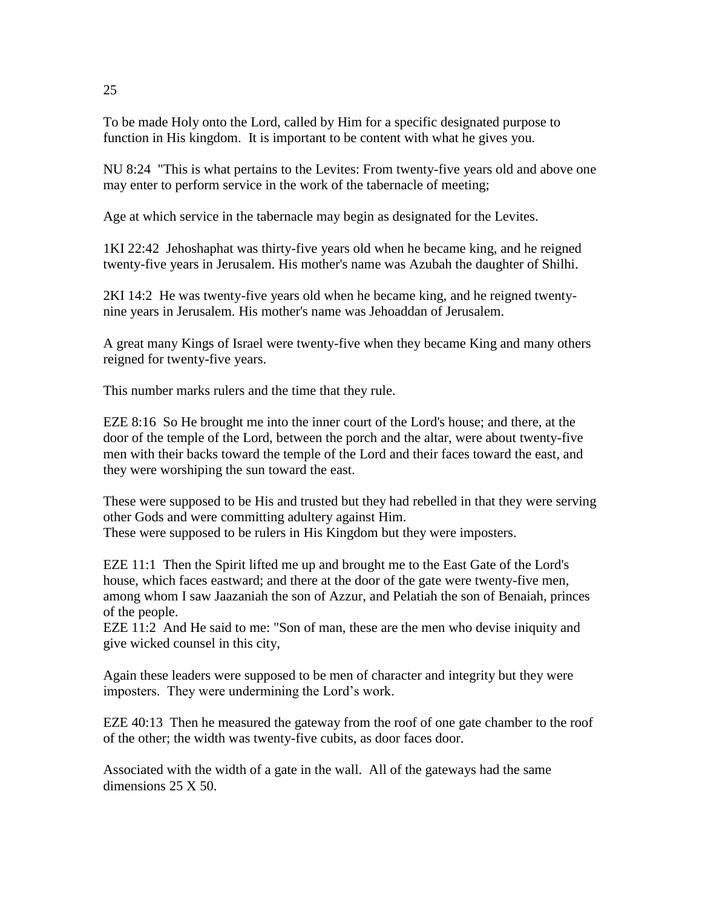# 25

To be made Holy onto the Lord, called by Him for a specific designated purpose to function in His kingdom. It is important to be content with what he gives you.

NU 8:24 "This is what pertains to the Levites: From twenty-five years old and above one may enter to perform service in the work of the tabernacle of meeting;

Age at which service in the tabernacle may begin as designated for the Levites.

1KI 22:42 Jehoshaphat was thirty-five years old when he became king, and he reigned twenty-five years in Jerusalem. His mother's name was Azubah the daughter of Shilhi.

2KI 14:2 He was twenty-five years old when he became king, and he reigned twenty-nine years in Jerusalem. His mother's name was Jehoaddan of Jerusalem.

A great many Kings of Israel were twenty-five when they became King and many others reigned for twenty-five years.

This number marks rulers and the time that they rule.

EZE 8:16 So He brought me into the inner court of the Lord's house; and there, at the door of the temple of the Lord, between the porch and the altar, were about twenty-five men with their backs toward the temple of the Lord and their faces toward the east, and they were worshiping the sun toward the east.

These were supposed to be His and trusted but they had rebelled in that they were serving other Gods and were committing adultery against Him.
These were supposed to be rulers in His Kingdom but they were imposters.

EZE 11:1 Then the Spirit lifted me up and brought me to the East Gate of the Lord's house, which faces eastward; and there at the door of the gate were twenty-five men, among whom I saw Jaazaniah the son of Azzur, and Pelatiah the son of Benaiah, princes of the people.
EZE 11:2 And He said to me: "Son of man, these are the men who devise iniquity and give wicked counsel in this city,

Again these leaders were supposed to be men of character and integrity but they were imposters. They were undermining the Lord's work.

EZE 40:13 Then he measured the gateway from the roof of one gate chamber to the roof of the other; the width was twenty-five cubits, as door faces door.

Associated with the width of a gate in the wall. All of the gateways had the same dimensions 25 X 50.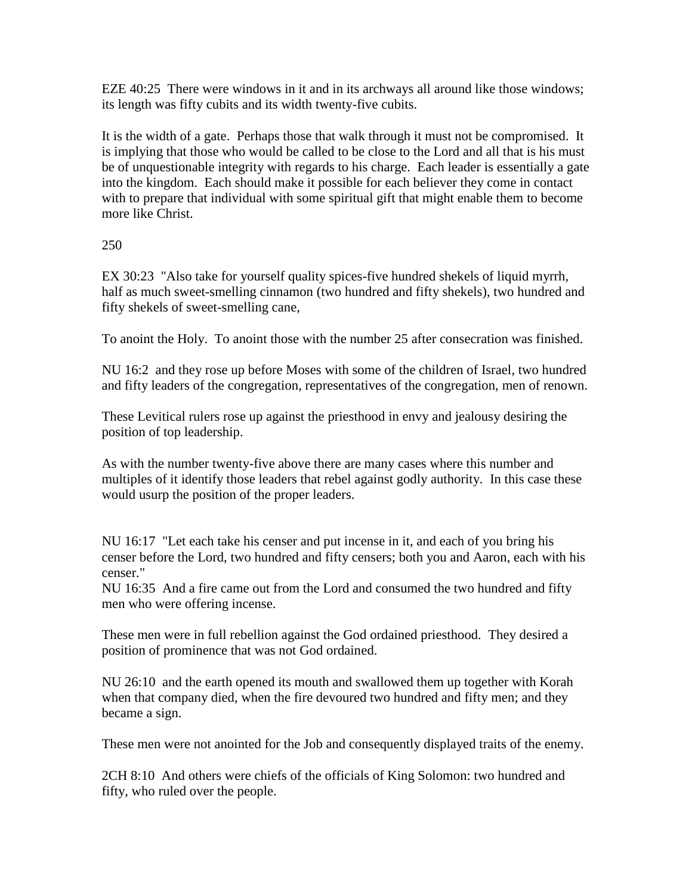EZE 40:25  There were windows in it and in its archways all around like those windows; its length was fifty cubits and its width twenty-five cubits.

It is the width of a gate.  Perhaps those that walk through it must not be compromised.  It is implying that those who would be called to be close to the Lord and all that is his must be of unquestionable integrity with regards to his charge.  Each leader is essentially a gate into the kingdom.  Each should make it possible for each believer they come in contact with to prepare that individual with some spiritual gift that might enable them to become more like Christ.

250

EX 30:23  "Also take for yourself quality spices-five hundred shekels of liquid myrrh, half as much sweet-smelling cinnamon (two hundred and fifty shekels), two hundred and fifty shekels of sweet-smelling cane,

To anoint the Holy.  To anoint those with the number 25 after consecration was finished.

NU 16:2  and they rose up before Moses with some of the children of Israel, two hundred and fifty leaders of the congregation, representatives of the congregation, men of renown.

These Levitical rulers rose up against the priesthood in envy and jealousy desiring the position of top leadership.

As with the number twenty-five above there are many cases where this number and multiples of it identify those leaders that rebel against godly authority.  In this case these would usurp the position of the proper leaders.

NU 16:17  "Let each take his censer and put incense in it, and each of you bring his censer before the Lord, two hundred and fifty censers; both you and Aaron, each with his censer."
NU 16:35  And a fire came out from the Lord and consumed the two hundred and fifty men who were offering incense.

These men were in full rebellion against the God ordained priesthood.  They desired a position of prominence that was not God ordained.

NU 26:10  and the earth opened its mouth and swallowed them up together with Korah when that company died, when the fire devoured two hundred and fifty men; and they became a sign.

These men were not anointed for the Job and consequently displayed traits of the enemy.

2CH 8:10  And others were chiefs of the officials of King Solomon: two hundred and fifty, who ruled over the people.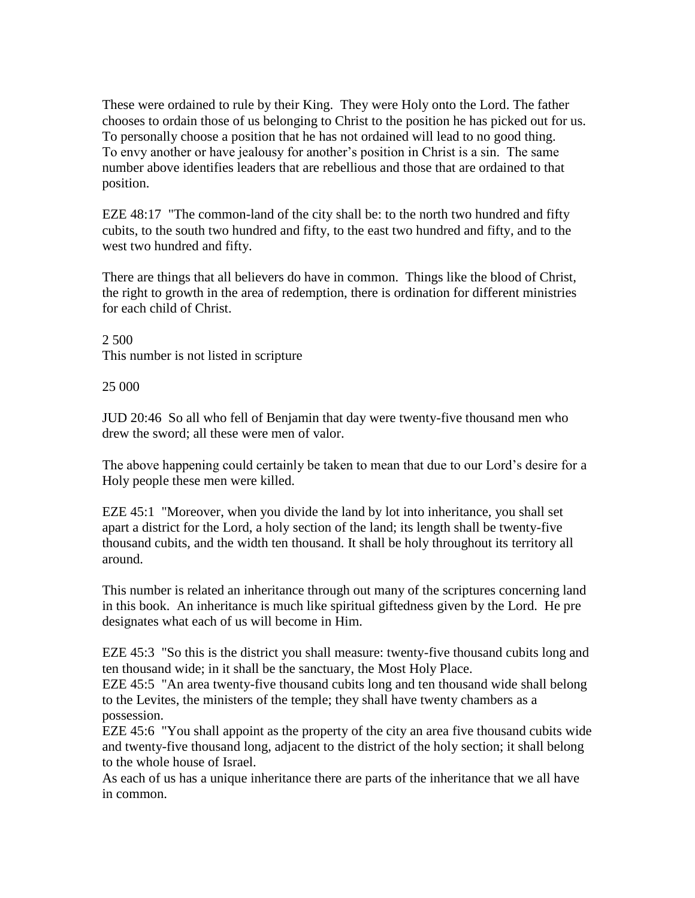These were ordained to rule by their King. They were Holy onto the Lord. The father chooses to ordain those of us belonging to Christ to the position he has picked out for us. To personally choose a position that he has not ordained will lead to no good thing. To envy another or have jealousy for another's position in Christ is a sin. The same number above identifies leaders that are rebellious and those that are ordained to that position.

EZE 48:17 "The common-land of the city shall be: to the north two hundred and fifty cubits, to the south two hundred and fifty, to the east two hundred and fifty, and to the west two hundred and fifty.

There are things that all believers do have in common. Things like the blood of Christ, the right to growth in the area of redemption, there is ordination for different ministries for each child of Christ.

2 500
This number is not listed in scripture

25 000

JUD 20:46 So all who fell of Benjamin that day were twenty-five thousand men who drew the sword; all these were men of valor.

The above happening could certainly be taken to mean that due to our Lord's desire for a Holy people these men were killed.

EZE 45:1 "Moreover, when you divide the land by lot into inheritance, you shall set apart a district for the Lord, a holy section of the land; its length shall be twenty-five thousand cubits, and the width ten thousand. It shall be holy throughout its territory all around.

This number is related an inheritance through out many of the scriptures concerning land in this book. An inheritance is much like spiritual giftedness given by the Lord. He pre designates what each of us will become in Him.

EZE 45:3 "So this is the district you shall measure: twenty-five thousand cubits long and ten thousand wide; in it shall be the sanctuary, the Most Holy Place.
EZE 45:5 "An area twenty-five thousand cubits long and ten thousand wide shall belong to the Levites, the ministers of the temple; they shall have twenty chambers as a possession.
EZE 45:6 "You shall appoint as the property of the city an area five thousand cubits wide and twenty-five thousand long, adjacent to the district of the holy section; it shall belong to the whole house of Israel.
As each of us has a unique inheritance there are parts of the inheritance that we all have in common.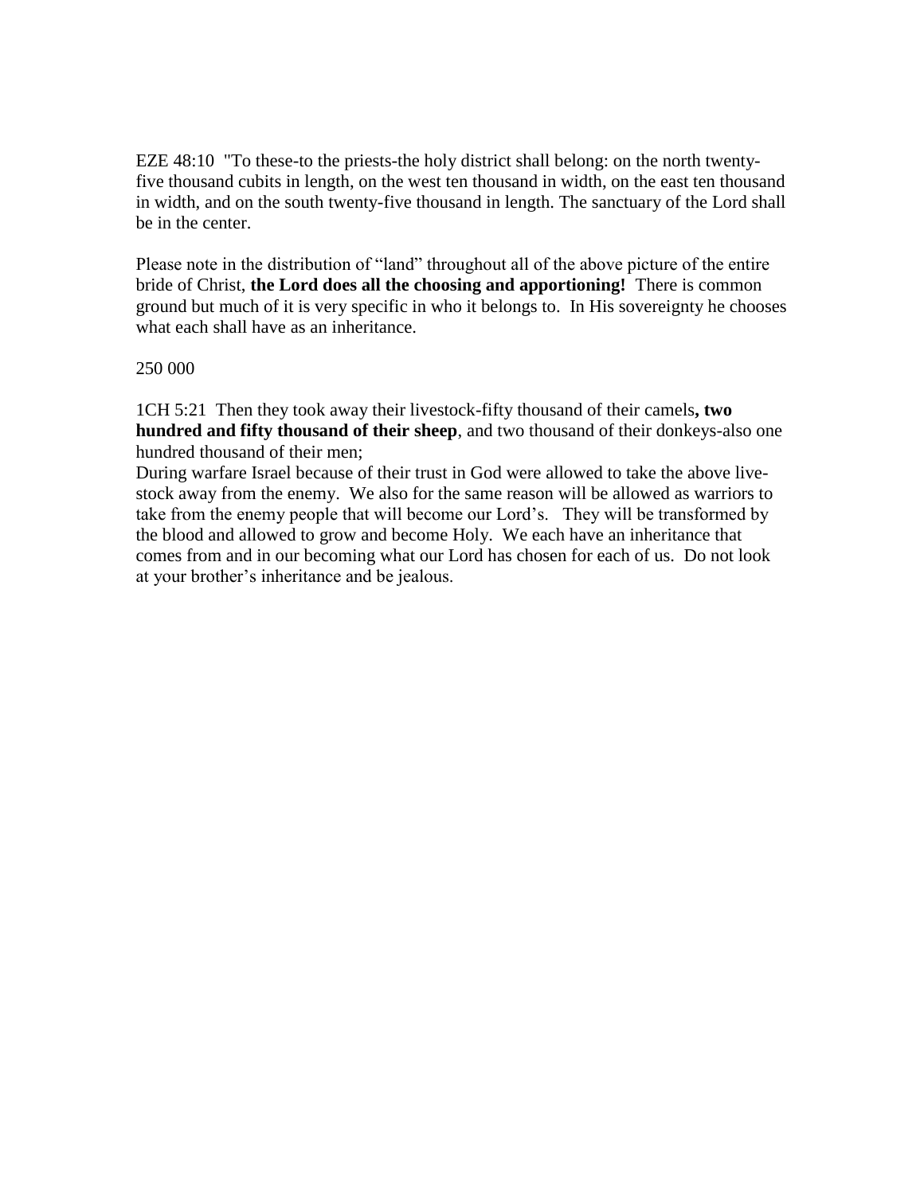EZE 48:10 "To these-to the priests-the holy district shall belong: on the north twenty-five thousand cubits in length, on the west ten thousand in width, on the east ten thousand in width, and on the south twenty-five thousand in length. The sanctuary of the Lord shall be in the center.

Please note in the distribution of "land" throughout all of the above picture of the entire bride of Christ, **the Lord does all the choosing and apportioning!** There is common ground but much of it is very specific in who it belongs to. In His sovereignty he chooses what each shall have as an inheritance.

250 000

1CH 5:21 Then they took away their livestock-fifty thousand of their camels**, two hundred and fifty thousand of their sheep**, and two thousand of their donkeys-also one hundred thousand of their men;
During warfare Israel because of their trust in God were allowed to take the above live-stock away from the enemy. We also for the same reason will be allowed as warriors to take from the enemy people that will become our Lord's. They will be transformed by the blood and allowed to grow and become Holy. We each have an inheritance that comes from and in our becoming what our Lord has chosen for each of us. Do not look at your brother's inheritance and be jealous.